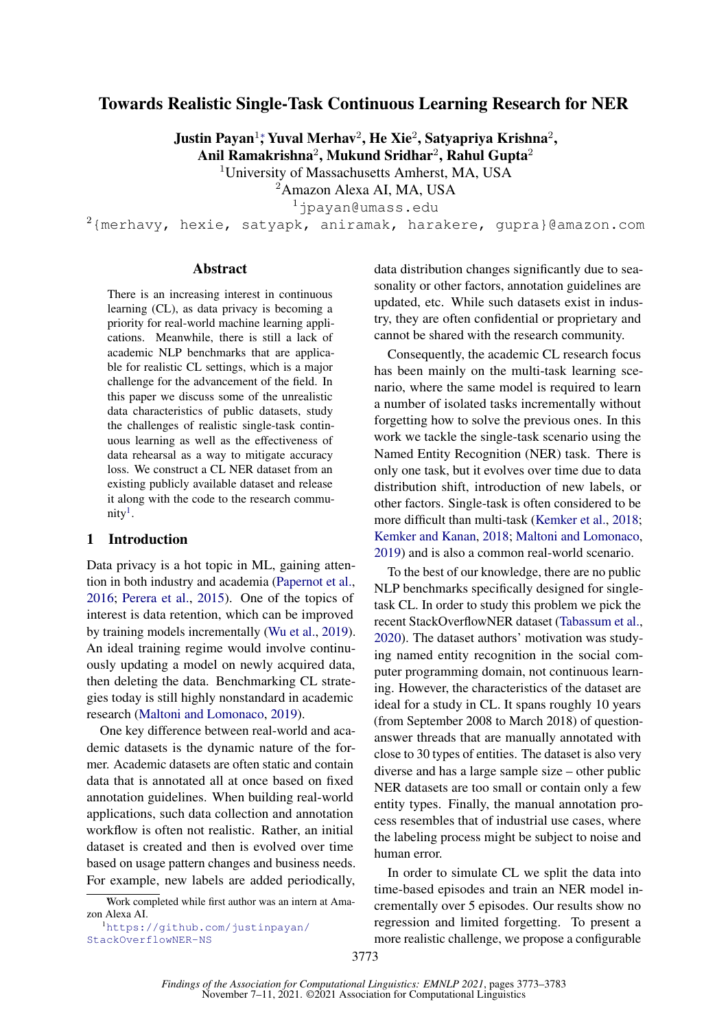# Towards Realistic Single-Task Continuous Learning Research for NER

**Justin Payan[1]\*, Yuval Merhav[2], He Xie[2], Satyapriya Krishna[2], Anil Ramakrishna[2], Mukund Sridhar[2], Rahul Gupta[2]**

[1]University of Massachusetts Amherst, MA, USA
[2]Amazon Alexa AI, MA, USA
[1]jpayan@umass.edu
[2]{merhavy, hexie, satyapk, aniramak, harakere, gupra}@amazon.com

## Abstract

There is an increasing interest in continuous learning (CL), as data privacy is becoming a priority for real-world machine learning applications. Meanwhile, there is still a lack of academic NLP benchmarks that are applicable for realistic CL settings, which is a major challenge for the advancement of the field. In this paper we discuss some of the unrealistic data characteristics of public datasets, study the challenges of realistic single-task continuous learning as well as the effectiveness of data rehearsal as a way to mitigate accuracy loss. We construct a CL NER dataset from an existing publicly available dataset and release it along with the code to the research community[1].

## 1 Introduction

Data privacy is a hot topic in ML, gaining attention in both industry and academia (Papernot et al., 2016; Perera et al., 2015). One of the topics of interest is data retention, which can be improved by training models incrementally (Wu et al., 2019). An ideal training regime would involve continuously updating a model on newly acquired data, then deleting the data. Benchmarking CL strategies today is still highly nonstandard in academic research (Maltoni and Lomonaco, 2019).

One key difference between real-world and academic datasets is the dynamic nature of the former. Academic datasets are often static and contain data that is annotated all at once based on fixed annotation guidelines. When building real-world applications, such data collection and annotation workflow is often not realistic. Rather, an initial dataset is created and then is evolved over time based on usage pattern changes and business needs. For example, new labels are added periodically, data distribution changes significantly due to seasonality or other factors, annotation guidelines are updated, etc. While such datasets exist in industry, they are often confidential or proprietary and cannot be shared with the research community.

Consequently, the academic CL research focus has been mainly on the multi-task learning scenario, where the same model is required to learn a number of isolated tasks incrementally without forgetting how to solve the previous ones. In this work we tackle the single-task scenario using the Named Entity Recognition (NER) task. There is only one task, but it evolves over time due to data distribution shift, introduction of new labels, or other factors. Single-task is often considered to be more difficult than multi-task (Kemker et al., 2018; Kemker and Kanan, 2018; Maltoni and Lomonaco, 2019) and is also a common real-world scenario.

To the best of our knowledge, there are no public NLP benchmarks specifically designed for single-task CL. In order to study this problem we pick the recent StackOverflowNER dataset (Tabassum et al., 2020). The dataset authors' motivation was studying named entity recognition in the social computer programming domain, not continuous learning. However, the characteristics of the dataset are ideal for a study in CL. It spans roughly 10 years (from September 2008 to March 2018) of question-answer threads that are manually annotated with close to 30 types of entities. The dataset is also very diverse and has a large sample size – other public NER datasets are too small or contain only a few entity types. Finally, the manual annotation process resembles that of industrial use cases, where the labeling process might be subject to noise and human error.

In order to simulate CL we split the data into time-based episodes and train an NER model incrementally over 5 episodes. Our results show no regression and limited forgetting. To present a more realistic challenge, we propose a configurable

\*Work completed while first author was an intern at Amazon Alexa AI.

[1]https://github.com/justinpayan/StackOverflowNER-NS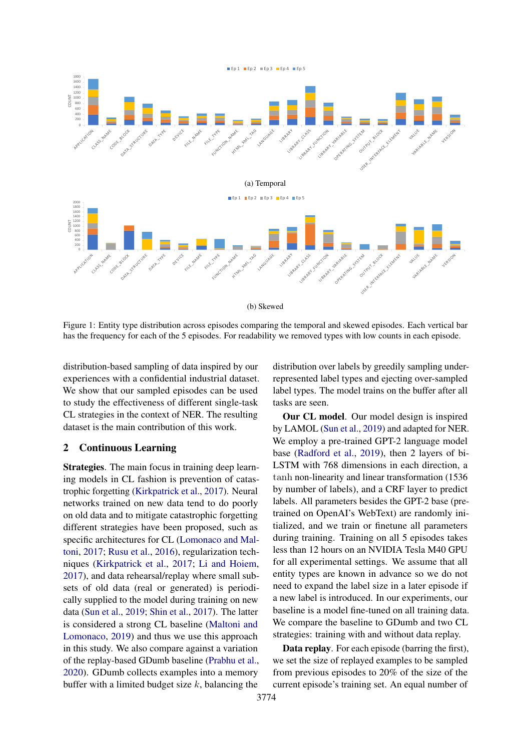(a) Temporal

(b) Skewed

Figure 1: Entity type distribution across episodes comparing the temporal and skewed episodes. Each vertical bar has the frequency for each of the 5 episodes. For readability we removed types with low counts in each episode.

distribution-based sampling of data inspired by our experiences with a confidential industrial dataset. We show that our sampled episodes can be used to study the effectiveness of different single-task CL strategies in the context of NER. The resulting dataset is the main contribution of this work.

## 2 Continuous Learning

**Strategies**. The main focus in training deep learning models in CL fashion is prevention of catastrophic forgetting (Kirkpatrick et al., 2017). Neural networks trained on new data tend to do poorly on old data and to mitigate catastrophic forgetting different strategies have been proposed, such as specific architectures for CL (Lomonaco and Maltoni, 2017; Rusu et al., 2016), regularization techniques (Kirkpatrick et al., 2017; Li and Hoiem, 2017), and data rehearsal/replay where small subsets of old data (real or generated) is periodically supplied to the model during training on new data (Sun et al., 2019; Shin et al., 2017). The latter is considered a strong CL baseline (Maltoni and Lomonaco, 2019) and thus we use this approach in this study. We also compare against a variation of the replay-based GDumb baseline (Prabhu et al., 2020). GDumb collects examples into a memory buffer with a limited budget size $k$, balancing the distribution over labels by greedily sampling underrepresented label types and ejecting over-sampled label types. The model trains on the buffer after all tasks are seen.

**Our CL model**. Our model design is inspired by LAMOL (Sun et al., 2019) and adapted for NER. We employ a pre-trained GPT-2 language model base (Radford et al., 2019), then 2 layers of bi-LSTM with 768 dimensions in each direction, a $\tanh$ non-linearity and linear transformation (1536 by number of labels), and a CRF layer to predict labels. All parameters besides the GPT-2 base (pre-trained on OpenAI's WebText) are randomly initialized, and we train or finetune all parameters during training. Training on all 5 episodes takes less than 12 hours on an NVIDIA Tesla M40 GPU for all experimental settings. We assume that all entity types are known in advance so we do not need to expand the label size in a later episode if a new label is introduced. In our experiments, our baseline is a model fine-tuned on all training data. We compare the baseline to GDumb and two CL strategies: training with and without data replay.

**Data replay**. For each episode (barring the first), we set the size of replayed examples to be sampled from previous episodes to 20% of the size of the current episode's training set. An equal number of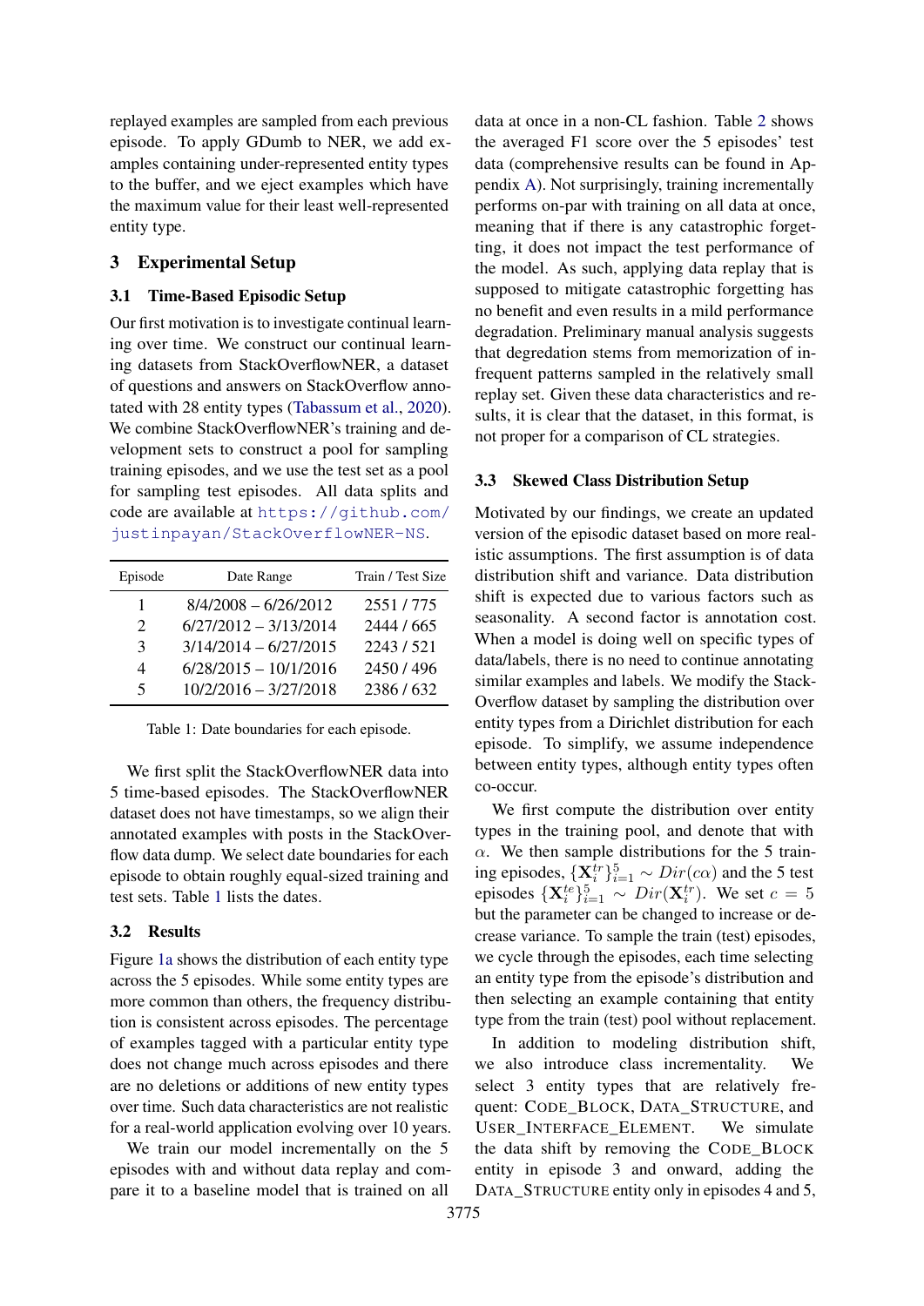replayed examples are sampled from each previous episode. To apply GDumb to NER, we add examples containing under-represented entity types to the buffer, and we eject examples which have the maximum value for their least well-represented entity type.

## 3 Experimental Setup

### 3.1 Time-Based Episodic Setup

Our first motivation is to investigate continual learning over time. We construct our continual learning datasets from StackOverflowNER, a dataset of questions and answers on StackOverflow annotated with 28 entity types (Tabassum et al., 2020). We combine StackOverflowNER's training and development sets to construct a pool for sampling training episodes, and we use the test set as a pool for sampling test episodes. All data splits and code are available at https://github.com/justinpayan/StackOverflowNER-NS.

| Episode | Date Range | Train / Test Size |
|---|---|---|
| 1 | 8/4/2008 – 6/26/2012 | 2551 / 775 |
| 2 | 6/27/2012 – 3/13/2014 | 2444 / 665 |
| 3 | 3/14/2014 – 6/27/2015 | 2243 / 521 |
| 4 | 6/28/2015 – 10/1/2016 | 2450 / 496 |
| 5 | 10/2/2016 – 3/27/2018 | 2386 / 632 |

Table 1: Date boundaries for each episode.

We first split the StackOverflowNER data into 5 time-based episodes. The StackOverflowNER dataset does not have timestamps, so we align their annotated examples with posts in the StackOverflow data dump. We select date boundaries for each episode to obtain roughly equal-sized training and test sets. Table 1 lists the dates.

### 3.2 Results

Figure 1a shows the distribution of each entity type across the 5 episodes. While some entity types are more common than others, the frequency distribution is consistent across episodes. The percentage of examples tagged with a particular entity type does not change much across episodes and there are no deletions or additions of new entity types over time. Such data characteristics are not realistic for a real-world application evolving over 10 years.

We train our model incrementally on the 5 episodes with and without data replay and compare it to a baseline model that is trained on all data at once in a non-CL fashion. Table 2 shows the averaged F1 score over the 5 episodes' test data (comprehensive results can be found in Appendix A). Not surprisingly, training incrementally performs on-par with training on all data at once, meaning that if there is any catastrophic forgetting, it does not impact the test performance of the model. As such, applying data replay that is supposed to mitigate catastrophic forgetting has no benefit and even results in a mild performance degradation. Preliminary manual analysis suggests that degredation stems from memorization of infrequent patterns sampled in the relatively small replay set. Given these data characteristics and results, it is clear that the dataset, in this format, is not proper for a comparison of CL strategies.

### 3.3 Skewed Class Distribution Setup

Motivated by our findings, we create an updated version of the episodic dataset based on more realistic assumptions. The first assumption is of data distribution shift and variance. Data distribution shift is expected due to various factors such as seasonality. A second factor is annotation cost. When a model is doing well on specific types of data/labels, there is no need to continue annotating similar examples and labels. We modify the StackOverflow dataset by sampling the distribution over entity types from a Dirichlet distribution for each episode. To simplify, we assume independence between entity types, although entity types often co-occur.

We first compute the distribution over entity types in the training pool, and denote that with $\alpha$. We then sample distributions for the 5 training episodes, $\{\mathbf{X}_i^{tr}\}_{i=1}^5 \sim Dir(c\alpha)$ and the 5 test episodes $\{\mathbf{X}_i^{te}\}_{i=1}^5 \sim Dir(\mathbf{X}_i^{tr})$. We set $c = 5$ but the parameter can be changed to increase or decrease variance. To sample the train (test) episodes, we cycle through the episodes, each time selecting an entity type from the episode's distribution and then selecting an example containing that entity type from the train (test) pool without replacement.

In addition to modeling distribution shift, we also introduce class incrementality. We select 3 entity types that are relatively frequent: CODE_BLOCK, DATA_STRUCTURE, and USER_INTERFACE_ELEMENT. We simulate the data shift by removing the CODE_BLOCK entity in episode 3 and onward, adding the DATA_STRUCTURE entity only in episodes 4 and 5,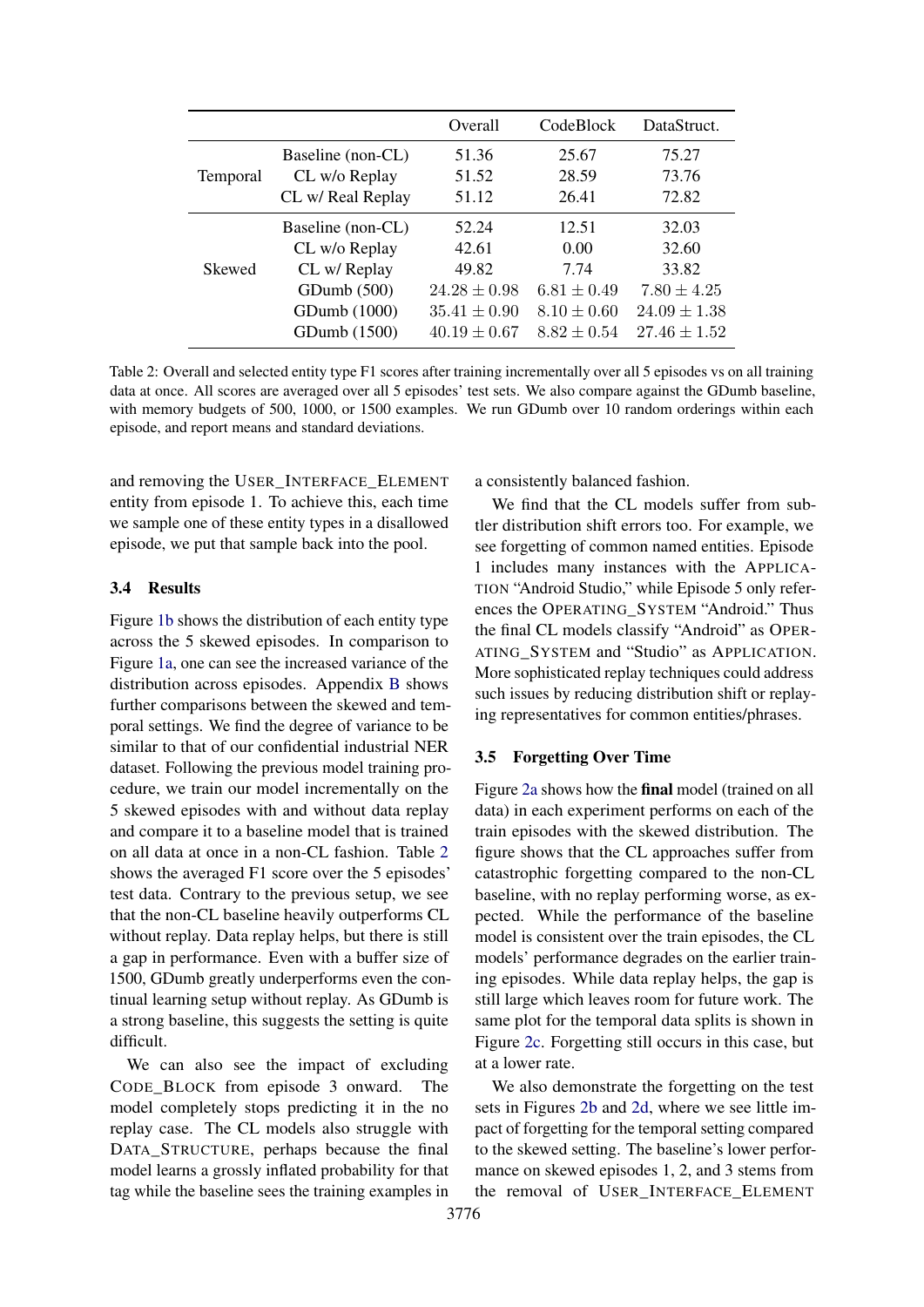|  |  | Overall | CodeBlock | DataStruct. |
|---|---|---|---|---|
| Temporal | Baseline (non-CL) | 51.36 | 25.67 | 75.27 |
|  | CL w/o Replay | 51.52 | 28.59 | 73.76 |
|  | CL w/ Real Replay | 51.12 | 26.41 | 72.82 |
| Skewed | Baseline (non-CL) | 52.24 | 12.51 | 32.03 |
|  | CL w/o Replay | 42.61 | 0.00 | 32.60 |
|  | CL w/ Replay | 49.82 | 7.74 | 33.82 |
|  | GDumb (500) | $24.28 \pm 0.98$ | $6.81 \pm 0.49$ | $7.80 \pm 4.25$ |
|  | GDumb (1000) | $35.41 \pm 0.90$ | $8.10 \pm 0.60$ | $24.09 \pm 1.38$ |
|  | GDumb (1500) | $40.19 \pm 0.67$ | $8.82 \pm 0.54$ | $27.46 \pm 1.52$ |

Table 2: Overall and selected entity type F1 scores after training incrementally over all 5 episodes vs on all training data at once. All scores are averaged over all 5 episodes' test sets. We also compare against the GDumb baseline, with memory budgets of 500, 1000, or 1500 examples. We run GDumb over 10 random orderings within each episode, and report means and standard deviations.

and removing the USER_INTERFACE_ELEMENT entity from episode 1. To achieve this, each time we sample one of these entity types in a disallowed episode, we put that sample back into the pool.

### 3.4 Results

Figure 1b shows the distribution of each entity type across the 5 skewed episodes. In comparison to Figure 1a, one can see the increased variance of the distribution across episodes. Appendix B shows further comparisons between the skewed and temporal settings. We find the degree of variance to be similar to that of our confidential industrial NER dataset. Following the previous model training procedure, we train our model incrementally on the 5 skewed episodes with and without data replay and compare it to a baseline model that is trained on all data at once in a non-CL fashion. Table 2 shows the averaged F1 score over the 5 episodes' test data. Contrary to the previous setup, we see that the non-CL baseline heavily outperforms CL without replay. Data replay helps, but there is still a gap in performance. Even with a buffer size of 1500, GDumb greatly underperforms even the continual learning setup without replay. As GDumb is a strong baseline, this suggests the setting is quite difficult.

We can also see the impact of excluding CODE_BLOCK from episode 3 onward. The model completely stops predicting it in the no replay case. The CL models also struggle with DATA_STRUCTURE, perhaps because the final model learns a grossly inflated probability for that tag while the baseline sees the training examples in a consistently balanced fashion.

We find that the CL models suffer from subtler distribution shift errors too. For example, we see forgetting of common named entities. Episode 1 includes many instances with the APPLICATION "Android Studio," while Episode 5 only references the OPERATING_SYSTEM "Android." Thus the final CL models classify "Android" as OPERATING_SYSTEM and "Studio" as APPLICATION. More sophisticated replay techniques could address such issues by reducing distribution shift or replaying representatives for common entities/phrases.

### 3.5 Forgetting Over Time

Figure 2a shows how the **final** model (trained on all data) in each experiment performs on each of the train episodes with the skewed distribution. The figure shows that the CL approaches suffer from catastrophic forgetting compared to the non-CL baseline, with no replay performing worse, as expected. While the performance of the baseline model is consistent over the train episodes, the CL models' performance degrades on the earlier training episodes. While data replay helps, the gap is still large which leaves room for future work. The same plot for the temporal data splits is shown in Figure 2c. Forgetting still occurs in this case, but at a lower rate.

We also demonstrate the forgetting on the test sets in Figures 2b and 2d, where we see little impact of forgetting for the temporal setting compared to the skewed setting. The baseline's lower performance on skewed episodes 1, 2, and 3 stems from the removal of USER_INTERFACE_ELEMENT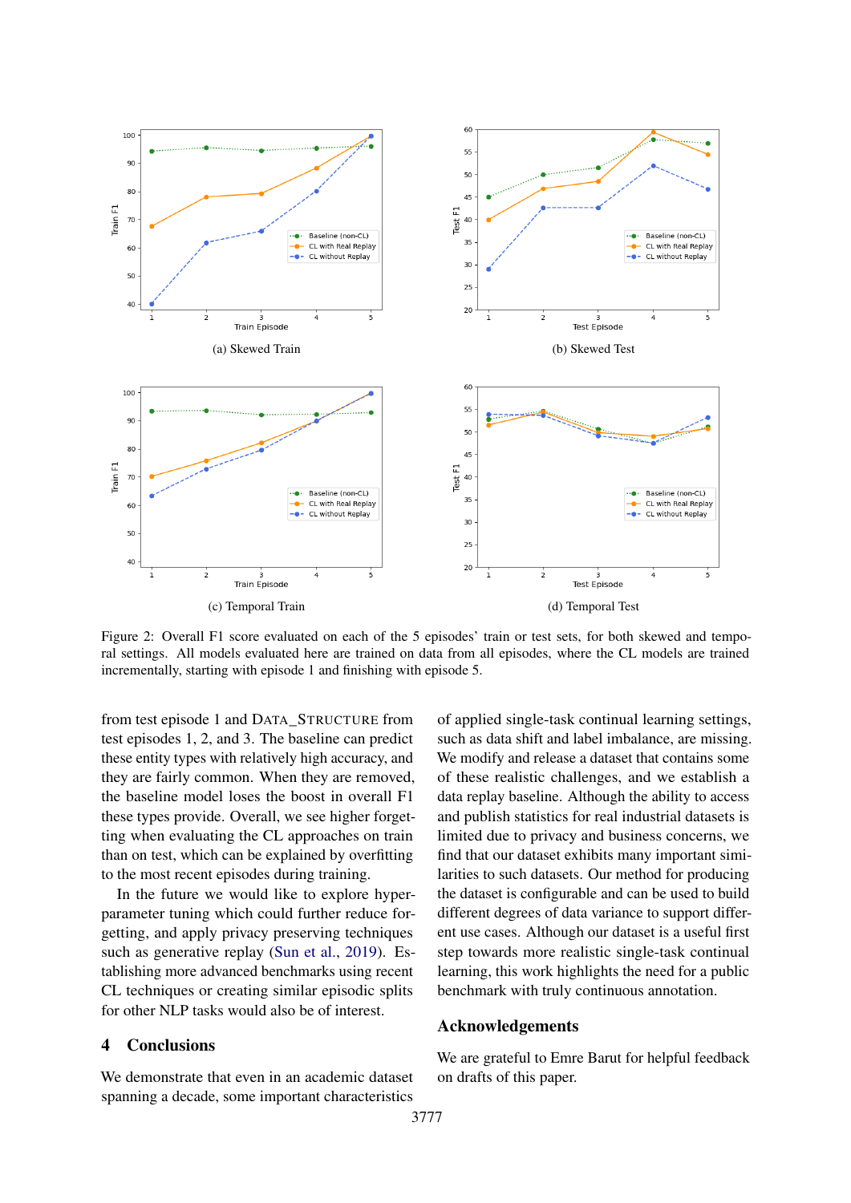(a) Skewed Train

(b) Skewed Test

(c) Temporal Train

(d) Temporal Test

Figure 2: Overall F1 score evaluated on each of the 5 episodes' train or test sets, for both skewed and temporal settings. All models evaluated here are trained on data from all episodes, where the CL models are trained incrementally, starting with episode 1 and finishing with episode 5.

from test episode 1 and DATA_STRUCTURE from test episodes 1, 2, and 3. The baseline can predict these entity types with relatively high accuracy, and they are fairly common. When they are removed, the baseline model loses the boost in overall F1 these types provide. Overall, we see higher forgetting when evaluating the CL approaches on train than on test, which can be explained by overfitting to the most recent episodes during training.

In the future we would like to explore hyperparameter tuning which could further reduce forgetting, and apply privacy preserving techniques such as generative replay (Sun et al., 2019). Establishing more advanced benchmarks using recent CL techniques or creating similar episodic splits for other NLP tasks would also be of interest.

## 4 Conclusions

We demonstrate that even in an academic dataset spanning a decade, some important characteristics of applied single-task continual learning settings, such as data shift and label imbalance, are missing. We modify and release a dataset that contains some of these realistic challenges, and we establish a data replay baseline. Although the ability to access and publish statistics for real industrial datasets is limited due to privacy and business concerns, we find that our dataset exhibits many important similarities to such datasets. Our method for producing the dataset is configurable and can be used to build different degrees of data variance to support different use cases. Although our dataset is a useful first step towards more realistic single-task continual learning, this work highlights the need for a public benchmark with truly continuous annotation.

## Acknowledgements

We are grateful to Emre Barut for helpful feedback on drafts of this paper.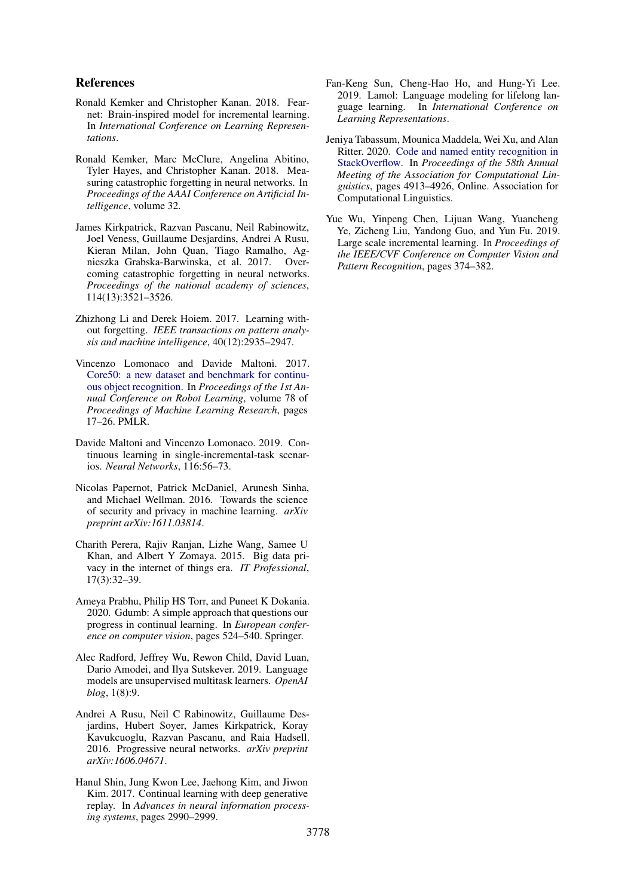## References

Ronald Kemker and Christopher Kanan. 2018. Fearnet: Brain-inspired model for incremental learning. In *International Conference on Learning Representations*.

Ronald Kemker, Marc McClure, Angelina Abitino, Tyler Hayes, and Christopher Kanan. 2018. Measuring catastrophic forgetting in neural networks. In *Proceedings of the AAAI Conference on Artificial Intelligence*, volume 32.

James Kirkpatrick, Razvan Pascanu, Neil Rabinowitz, Joel Veness, Guillaume Desjardins, Andrei A Rusu, Kieran Milan, John Quan, Tiago Ramalho, Agnieszka Grabska-Barwinska, et al. 2017. Overcoming catastrophic forgetting in neural networks. *Proceedings of the national academy of sciences*, 114(13):3521–3526.

Zhizhong Li and Derek Hoiem. 2017. Learning without forgetting. *IEEE transactions on pattern analysis and machine intelligence*, 40(12):2935–2947.

Vincenzo Lomonaco and Davide Maltoni. 2017. Core50: a new dataset and benchmark for continuous object recognition. In *Proceedings of the 1st Annual Conference on Robot Learning*, volume 78 of *Proceedings of Machine Learning Research*, pages 17–26. PMLR.

Davide Maltoni and Vincenzo Lomonaco. 2019. Continuous learning in single-incremental-task scenarios. *Neural Networks*, 116:56–73.

Nicolas Papernot, Patrick McDaniel, Arunesh Sinha, and Michael Wellman. 2016. Towards the science of security and privacy in machine learning. *arXiv preprint arXiv:1611.03814*.

Charith Perera, Rajiv Ranjan, Lizhe Wang, Samee U Khan, and Albert Y Zomaya. 2015. Big data privacy in the internet of things era. *IT Professional*, 17(3):32–39.

Ameya Prabhu, Philip HS Torr, and Puneet K Dokania. 2020. Gdumb: A simple approach that questions our progress in continual learning. In *European conference on computer vision*, pages 524–540. Springer.

Alec Radford, Jeffrey Wu, Rewon Child, David Luan, Dario Amodei, and Ilya Sutskever. 2019. Language models are unsupervised multitask learners. *OpenAI blog*, 1(8):9.

Andrei A Rusu, Neil C Rabinowitz, Guillaume Desjardins, Hubert Soyer, James Kirkpatrick, Koray Kavukcuoglu, Razvan Pascanu, and Raia Hadsell. 2016. Progressive neural networks. *arXiv preprint arXiv:1606.04671*.

Hanul Shin, Jung Kwon Lee, Jaehong Kim, and Jiwon Kim. 2017. Continual learning with deep generative replay. In *Advances in neural information processing systems*, pages 2990–2999.

Fan-Keng Sun, Cheng-Hao Ho, and Hung-Yi Lee. 2019. Lamol: Language modeling for lifelong language learning. In *International Conference on Learning Representations*.

Jeniya Tabassum, Mounica Maddela, Wei Xu, and Alan Ritter. 2020. Code and named entity recognition in StackOverflow. In *Proceedings of the 58th Annual Meeting of the Association for Computational Linguistics*, pages 4913–4926, Online. Association for Computational Linguistics.

Yue Wu, Yinpeng Chen, Lijuan Wang, Yuancheng Ye, Zicheng Liu, Yandong Guo, and Yun Fu. 2019. Large scale incremental learning. In *Proceedings of the IEEE/CVF Conference on Computer Vision and Pattern Recognition*, pages 374–382.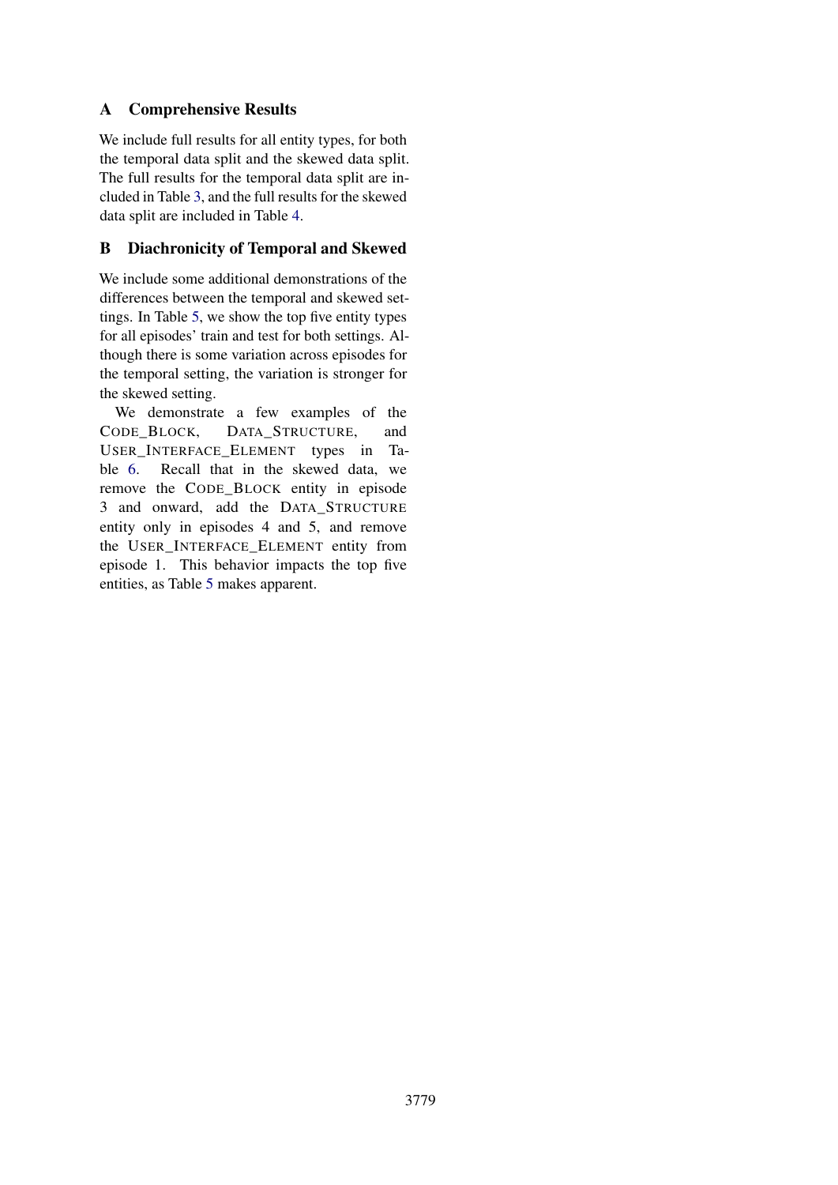# A Comprehensive Results

We include full results for all entity types, for both the temporal data split and the skewed data split. The full results for the temporal data split are included in Table 3, and the full results for the skewed data split are included in Table 4.

# B Diachronicity of Temporal and Skewed

We include some additional demonstrations of the differences between the temporal and skewed settings. In Table 5, we show the top five entity types for all episodes' train and test for both settings. Although there is some variation across episodes for the temporal setting, the variation is stronger for the skewed setting.

We demonstrate a few examples of the CODE_BLOCK, DATA_STRUCTURE, and USER_INTERFACE_ELEMENT types in Table 6. Recall that in the skewed data, we remove the CODE_BLOCK entity in episode 3 and onward, add the DATA_STRUCTURE entity only in episodes 4 and 5, and remove the USER_INTERFACE_ELEMENT entity from episode 1. This behavior impacts the top five entities, as Table 5 makes apparent.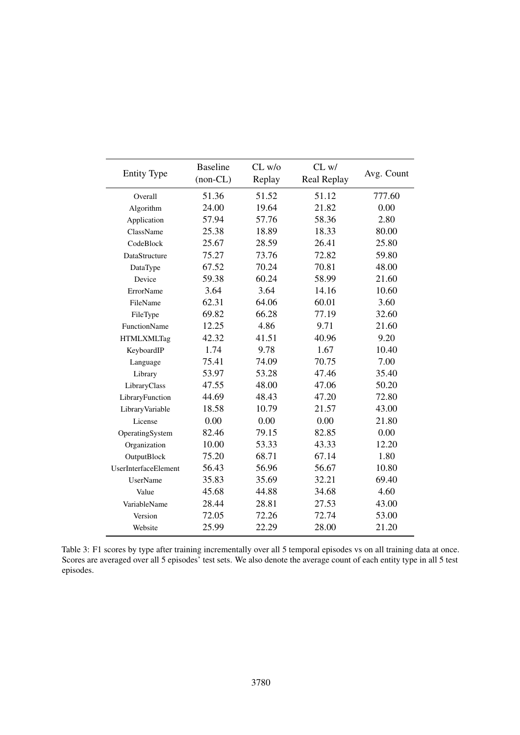| Entity Type | Baseline (non-CL) | CL w/o Replay | CL w/ Real Replay | Avg. Count |
|---|---|---|---|---|
| Overall | 51.36 | 51.52 | 51.12 | 777.60 |
| Algorithm | 24.00 | 19.64 | 21.82 | 0.00 |
| Application | 57.94 | 57.76 | 58.36 | 2.80 |
| ClassName | 25.38 | 18.89 | 18.33 | 80.00 |
| CodeBlock | 25.67 | 28.59 | 26.41 | 25.80 |
| DataStructure | 75.27 | 73.76 | 72.82 | 59.80 |
| DataType | 67.52 | 70.24 | 70.81 | 48.00 |
| Device | 59.38 | 60.24 | 58.99 | 21.60 |
| ErrorName | 3.64 | 3.64 | 14.16 | 10.60 |
| FileName | 62.31 | 64.06 | 60.01 | 3.60 |
| FileType | 69.82 | 66.28 | 77.19 | 32.60 |
| FunctionName | 12.25 | 4.86 | 9.71 | 21.60 |
| HTMLXMLTag | 42.32 | 41.51 | 40.96 | 9.20 |
| KeyboardIP | 1.74 | 9.78 | 1.67 | 10.40 |
| Language | 75.41 | 74.09 | 70.75 | 7.00 |
| Library | 53.97 | 53.28 | 47.46 | 35.40 |
| LibraryClass | 47.55 | 48.00 | 47.06 | 50.20 |
| LibraryFunction | 44.69 | 48.43 | 47.20 | 72.80 |
| LibraryVariable | 18.58 | 10.79 | 21.57 | 43.00 |
| License | 0.00 | 0.00 | 0.00 | 21.80 |
| OperatingSystem | 82.46 | 79.15 | 82.85 | 0.00 |
| Organization | 10.00 | 53.33 | 43.33 | 12.20 |
| OutputBlock | 75.20 | 68.71 | 67.14 | 1.80 |
| UserInterfaceElement | 56.43 | 56.96 | 56.67 | 10.80 |
| UserName | 35.83 | 35.69 | 32.21 | 69.40 |
| Value | 45.68 | 44.88 | 34.68 | 4.60 |
| VariableName | 28.44 | 28.81 | 27.53 | 43.00 |
| Version | 72.05 | 72.26 | 72.74 | 53.00 |
| Website | 25.99 | 22.29 | 28.00 | 21.20 |

Table 3: F1 scores by type after training incrementally over all 5 temporal episodes vs on all training data at once. Scores are averaged over all 5 episodes' test sets. We also denote the average count of each entity type in all 5 test episodes.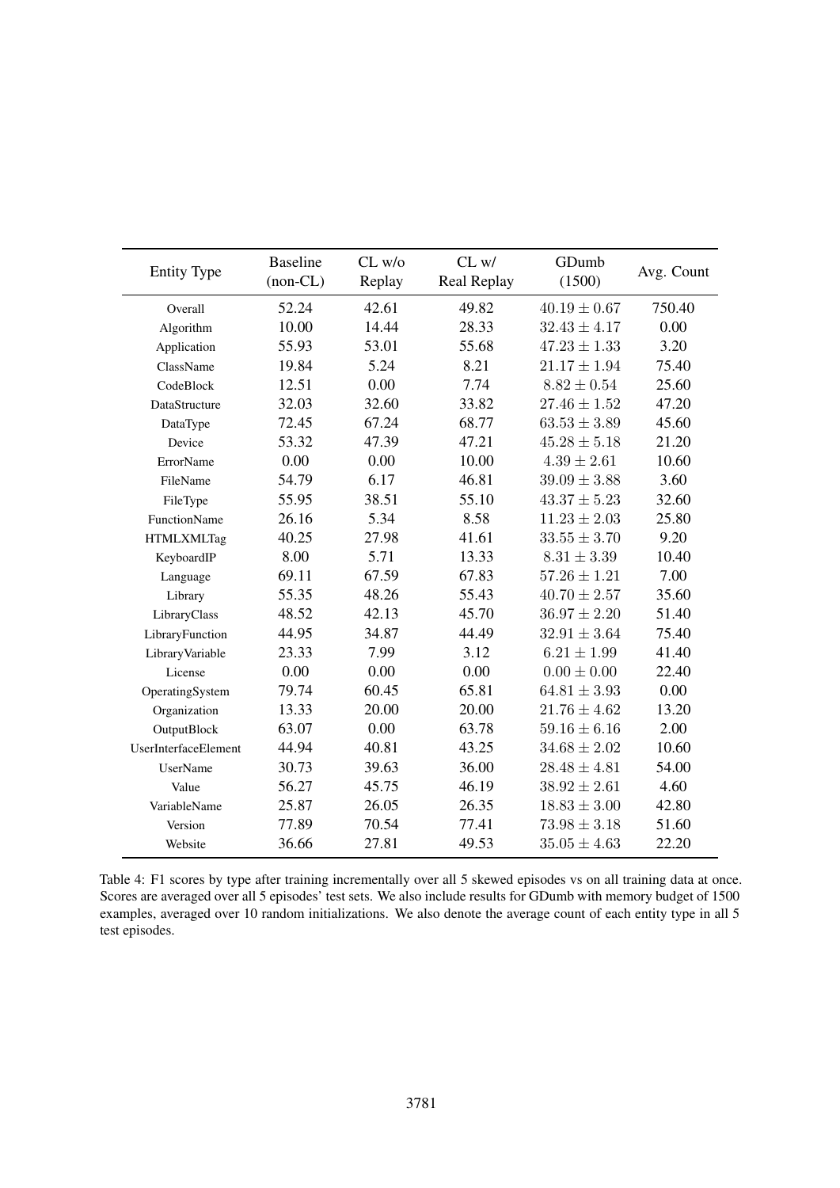| Entity Type | Baseline (non-CL) | CL w/o Replay | CL w/ Real Replay | GDumb (1500) | Avg. Count |
|---|---|---|---|---|---|
| Overall | 52.24 | 42.61 | 49.82 | $40.19 \pm 0.67$ | 750.40 |
| Algorithm | 10.00 | 14.44 | 28.33 | $32.43 \pm 4.17$ | 0.00 |
| Application | 55.93 | 53.01 | 55.68 | $47.23 \pm 1.33$ | 3.20 |
| ClassName | 19.84 | 5.24 | 8.21 | $21.17 \pm 1.94$ | 75.40 |
| CodeBlock | 12.51 | 0.00 | 7.74 | $8.82 \pm 0.54$ | 25.60 |
| DataStructure | 32.03 | 32.60 | 33.82 | $27.46 \pm 1.52$ | 47.20 |
| DataType | 72.45 | 67.24 | 68.77 | $63.53 \pm 3.89$ | 45.60 |
| Device | 53.32 | 47.39 | 47.21 | $45.28 \pm 5.18$ | 21.20 |
| ErrorName | 0.00 | 0.00 | 10.00 | $4.39 \pm 2.61$ | 10.60 |
| FileName | 54.79 | 6.17 | 46.81 | $39.09 \pm 3.88$ | 3.60 |
| FileType | 55.95 | 38.51 | 55.10 | $43.37 \pm 5.23$ | 32.60 |
| FunctionName | 26.16 | 5.34 | 8.58 | $11.23 \pm 2.03$ | 25.80 |
| HTMLXMLTag | 40.25 | 27.98 | 41.61 | $33.55 \pm 3.70$ | 9.20 |
| KeyboardIP | 8.00 | 5.71 | 13.33 | $8.31 \pm 3.39$ | 10.40 |
| Language | 69.11 | 67.59 | 67.83 | $57.26 \pm 1.21$ | 7.00 |
| Library | 55.35 | 48.26 | 55.43 | $40.70 \pm 2.57$ | 35.60 |
| LibraryClass | 48.52 | 42.13 | 45.70 | $36.97 \pm 2.20$ | 51.40 |
| LibraryFunction | 44.95 | 34.87 | 44.49 | $32.91 \pm 3.64$ | 75.40 |
| LibraryVariable | 23.33 | 7.99 | 3.12 | $6.21 \pm 1.99$ | 41.40 |
| License | 0.00 | 0.00 | 0.00 | $0.00 \pm 0.00$ | 22.40 |
| OperatingSystem | 79.74 | 60.45 | 65.81 | $64.81 \pm 3.93$ | 0.00 |
| Organization | 13.33 | 20.00 | 20.00 | $21.76 \pm 4.62$ | 13.20 |
| OutputBlock | 63.07 | 0.00 | 63.78 | $59.16 \pm 6.16$ | 2.00 |
| UserInterfaceElement | 44.94 | 40.81 | 43.25 | $34.68 \pm 2.02$ | 10.60 |
| UserName | 30.73 | 39.63 | 36.00 | $28.48 \pm 4.81$ | 54.00 |
| Value | 56.27 | 45.75 | 46.19 | $38.92 \pm 2.61$ | 4.60 |
| VariableName | 25.87 | 26.05 | 26.35 | $18.83 \pm 3.00$ | 42.80 |
| Version | 77.89 | 70.54 | 77.41 | $73.98 \pm 3.18$ | 51.60 |
| Website | 36.66 | 27.81 | 49.53 | $35.05 \pm 4.63$ | 22.20 |

Table 4: F1 scores by type after training incrementally over all 5 skewed episodes vs on all training data at once. Scores are averaged over all 5 episodes' test sets. We also include results for GDumb with memory budget of 1500 examples, averaged over 10 random initializations. We also denote the average count of each entity type in all 5 test episodes.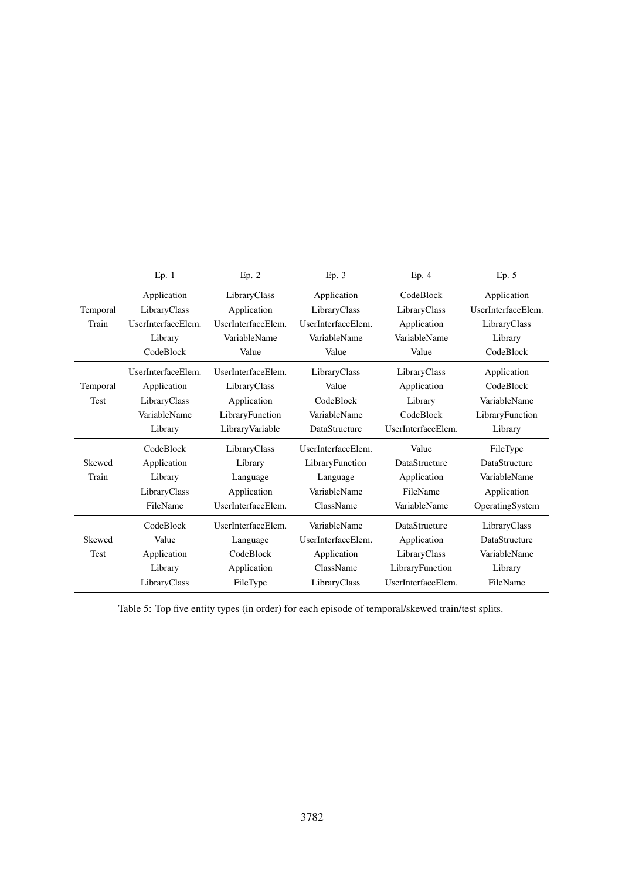| | Ep. 1 | Ep. 2 | Ep. 3 | Ep. 4 | Ep. 5 |
|---|---|---|---|---|---|
| Temporal Train | Application | LibraryClass | Application | CodeBlock | Application |
| | LibraryClass | Application | LibraryClass | LibraryClass | UserInterfaceElem. |
| | UserInterfaceElem. | UserInterfaceElem. | UserInterfaceElem. | Application | LibraryClass |
| | Library | VariableName | VariableName | VariableName | Library |
| | CodeBlock | Value | Value | Value | CodeBlock |
| Temporal Test | UserInterfaceElem. | UserInterfaceElem. | LibraryClass | LibraryClass | Application |
| | Application | LibraryClass | Value | Application | CodeBlock |
| | LibraryClass | Application | CodeBlock | Library | VariableName |
| | VariableName | LibraryFunction | VariableName | CodeBlock | LibraryFunction |
| | Library | LibraryVariable | DataStructure | UserInterfaceElem. | Library |
| Skewed Train | CodeBlock | LibraryClass | UserInterfaceElem. | Value | FileType |
| | Application | Library | LibraryFunction | DataStructure | DataStructure |
| | Library | Language | Language | Application | VariableName |
| | LibraryClass | Application | VariableName | FileName | Application |
| | FileName | UserInterfaceElem. | ClassName | VariableName | OperatingSystem |
| Skewed Test | CodeBlock | UserInterfaceElem. | VariableName | DataStructure | LibraryClass |
| | Value | Language | UserInterfaceElem. | Application | DataStructure |
| | Application | CodeBlock | Application | LibraryClass | VariableName |
| | Library | Application | ClassName | LibraryFunction | Library |
| | LibraryClass | FileType | LibraryClass | UserInterfaceElem. | FileName |

Table 5: Top five entity types (in order) for each episode of temporal/skewed train/test splits.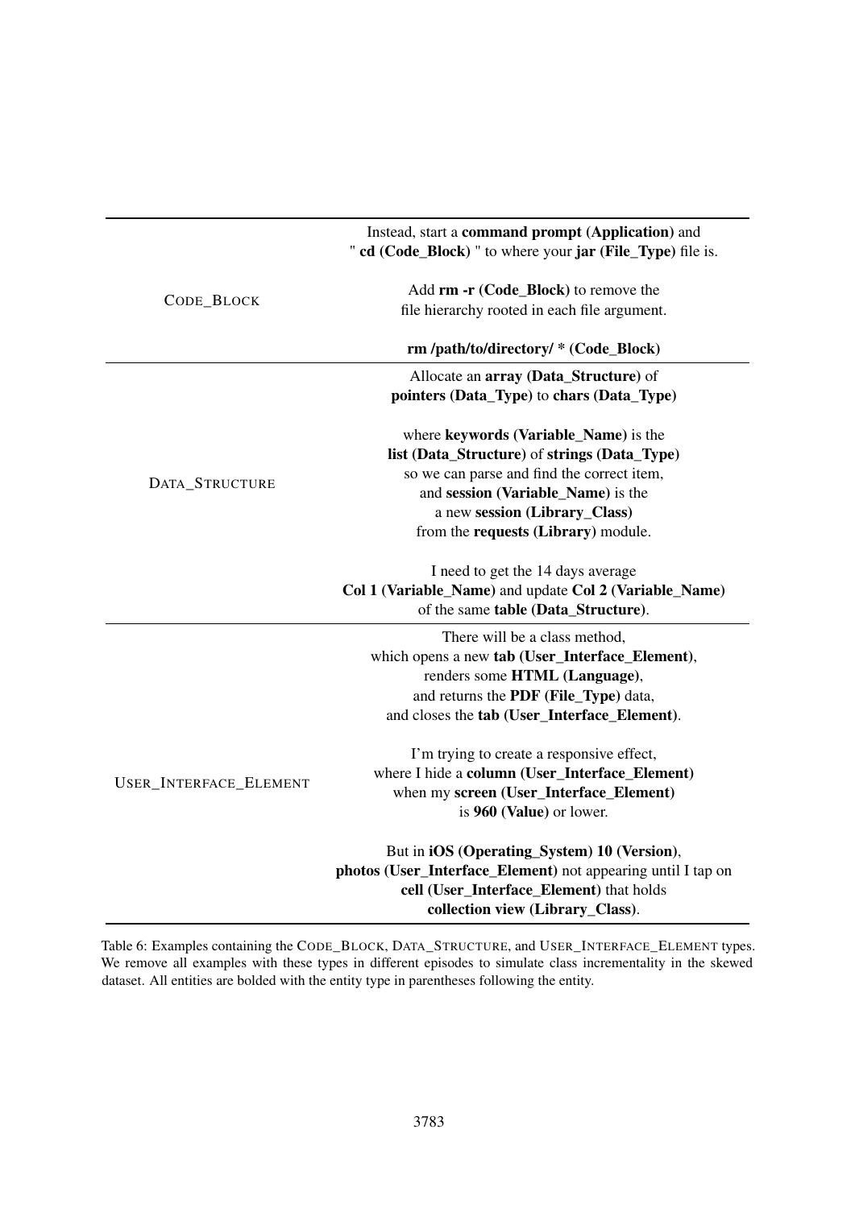| | |
|---|---|
| CODE_BLOCK | Instead, start a **command prompt (Application)** and " **cd (Code_Block)** " to where your **jar (File_Type)** file is.<br><br>Add **rm -r (Code_Block)** to remove the file hierarchy rooted in each file argument.<br><br>**rm /path/to/directory/ * (Code_Block)** |
| DATA_STRUCTURE | Allocate an **array (Data_Structure)** of **pointers (Data_Type)** to **chars (Data_Type)**<br><br>where **keywords (Variable_Name)** is the **list (Data_Structure)** of **strings (Data_Type)** so we can parse and find the correct item, and **session (Variable_Name)** is the a new **session (Library_Class)** from the **requests (Library)** module.<br><br>I need to get the 14 days average **Col 1 (Variable_Name)** and update **Col 2 (Variable_Name)** of the same **table (Data_Structure)**. |
| USER_INTERFACE_ELEMENT | There will be a class method, which opens a new **tab (User_Interface_Element)**, renders some **HTML (Language)**, and returns the **PDF (File_Type)** data, and closes the **tab (User_Interface_Element)**.<br><br>I'm trying to create a responsive effect, where I hide a **column (User_Interface_Element)** when my **screen (User_Interface_Element)** is **960 (Value)** or lower.<br><br>But in **iOS (Operating_System) 10 (Version)**, **photos (User_Interface_Element)** not appearing until I tap on **cell (User_Interface_Element)** that holds **collection view (Library_Class)**. |

Table 6: Examples containing the CODE_BLOCK, DATA_STRUCTURE, and USER_INTERFACE_ELEMENT types. We remove all examples with these types in different episodes to simulate class incrementality in the skewed dataset. All entities are bolded with the entity type in parentheses following the entity.